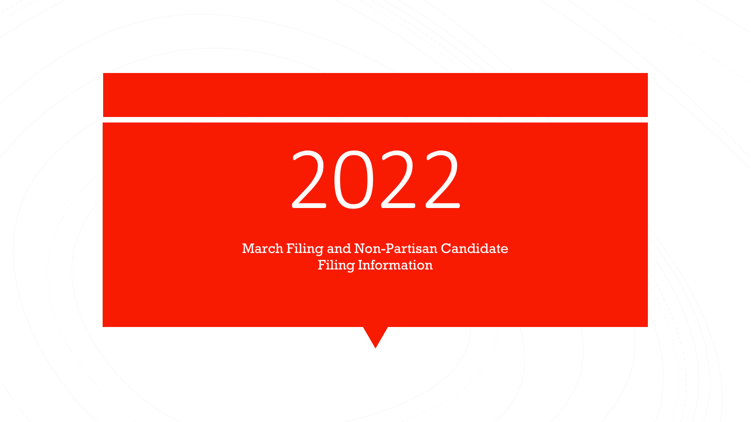# 2022

March Filing and Non-Partisan Candidate Filing Information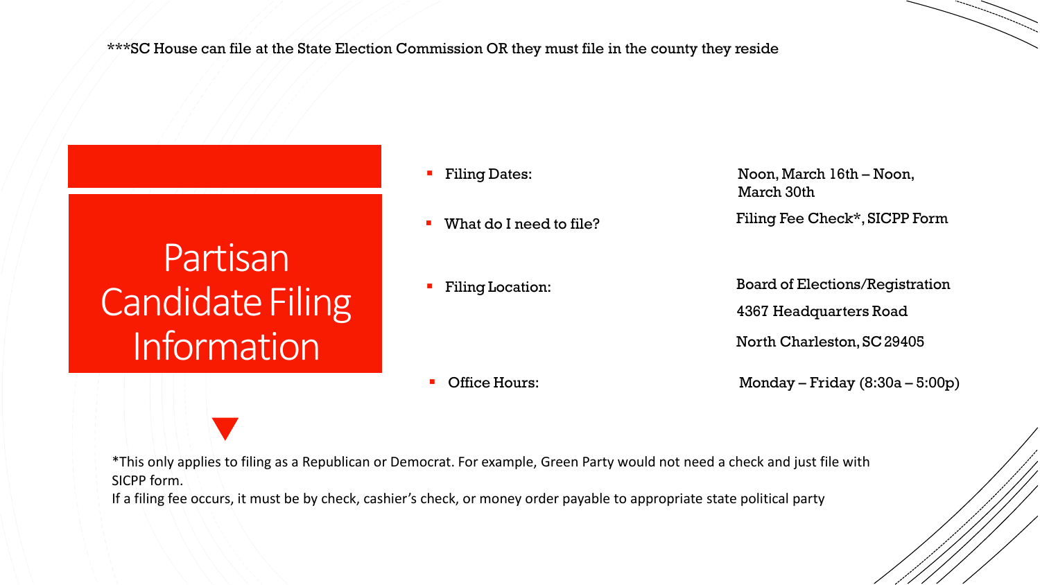***SC House can file at the State Election Commission OR they must file in the county they reside

# Partisan Candidate Filing Information

- **Filing Dates:** Noon, March 16th – Noon, March 30th
- **What do I need to file?** Filing Fee Check*, SICPP Form
- **Filing Location:** Board of Elections/Registration
  4367 Headquarters Road
  North Charleston, SC 29405
- **Office Hours:** Monday – Friday (8:30a – 5:00p)

*This only applies to filing as a Republican or Democrat. For example, Green Party would not need a check and just file with SICPP form.
If a filing fee occurs, it must be by check, cashier's check, or money order payable to appropriate state political party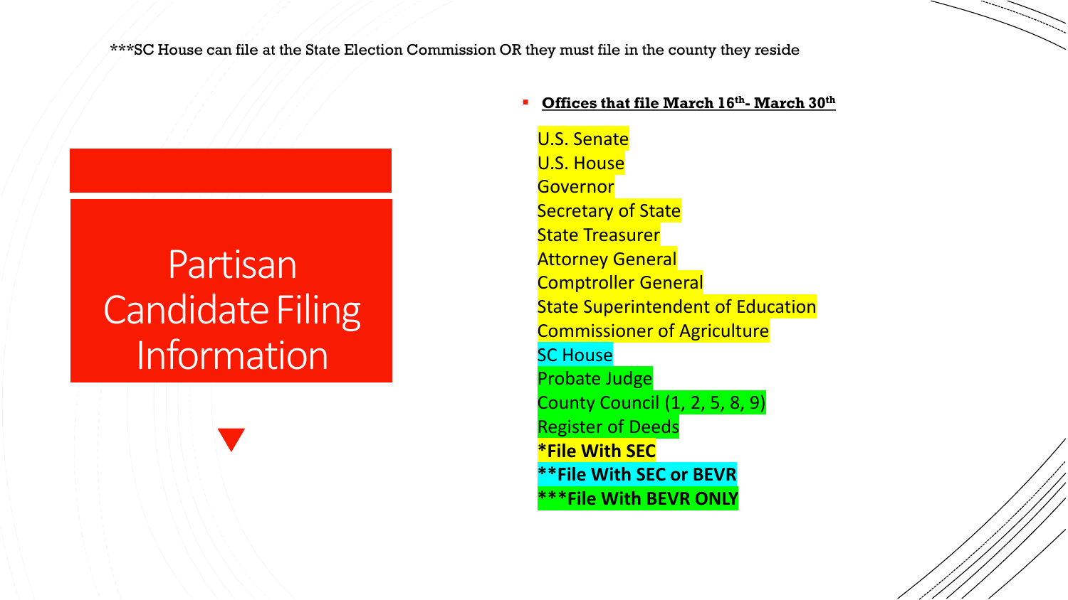***SC House can file at the State Election Commission OR they must file in the county they reside

# Partisan Candidate Filing Information

- **Offices that file March 16th- March 30th**

U.S. Senate
U.S. House
Governor
Secretary of State
State Treasurer
Attorney General
Comptroller General
State Superintendent of Education
Commissioner of Agriculture
SC House
Probate Judge
County Council (1, 2, 5, 8, 9)
Register of Deeds

**\*File With SEC**
**\*\*File With SEC or BEVR**
**\*\*\*File With BEVR ONLY**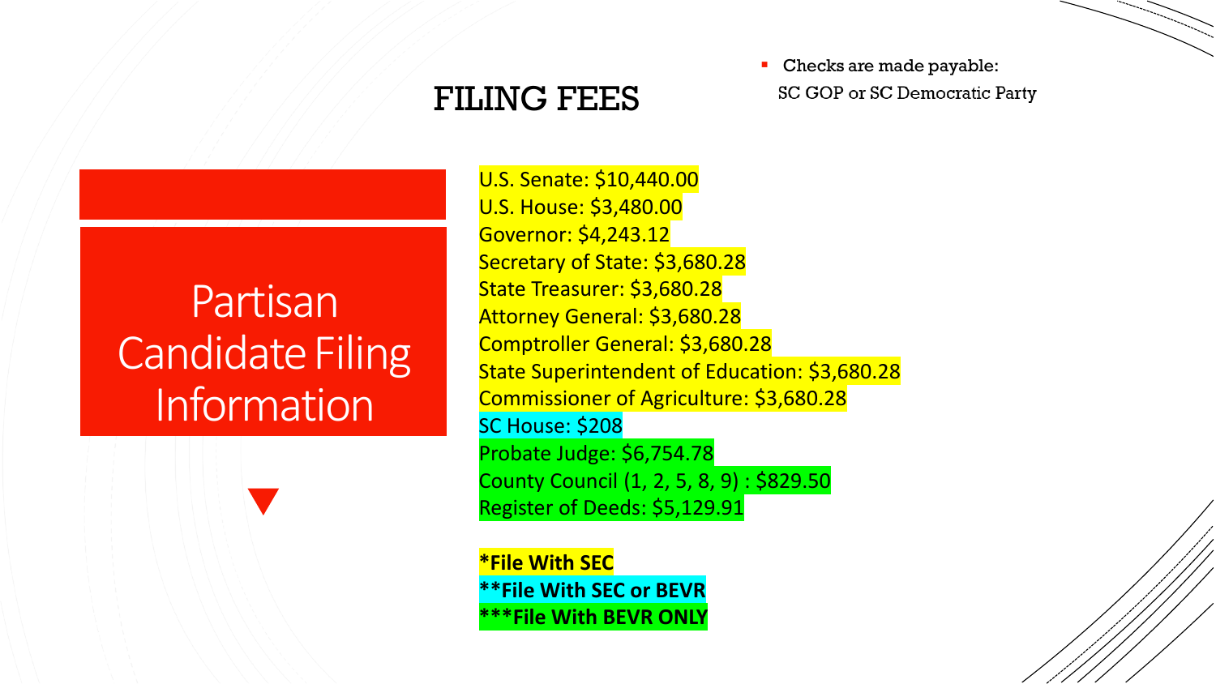# FILING FEES

- Checks are made payable: SC GOP or SC Democratic Party

## Partisan Candidate Filing Information

U.S. Senate: $10,440.00
U.S. House: $3,480.00
Governor: $4,243.12
Secretary of State: $3,680.28
State Treasurer: $3,680.28
Attorney General: $3,680.28
Comptroller General: $3,680.28
State Superintendent of Education: $3,680.28
Commissioner of Agriculture: $3,680.28
SC House: $208
Probate Judge: $6,754.78
County Council (1, 2, 5, 8, 9) : $829.50
Register of Deeds: $5,129.91

**\*File With SEC**
**\*\*File With SEC or BEVR**
**\*\*\*File With BEVR ONLY**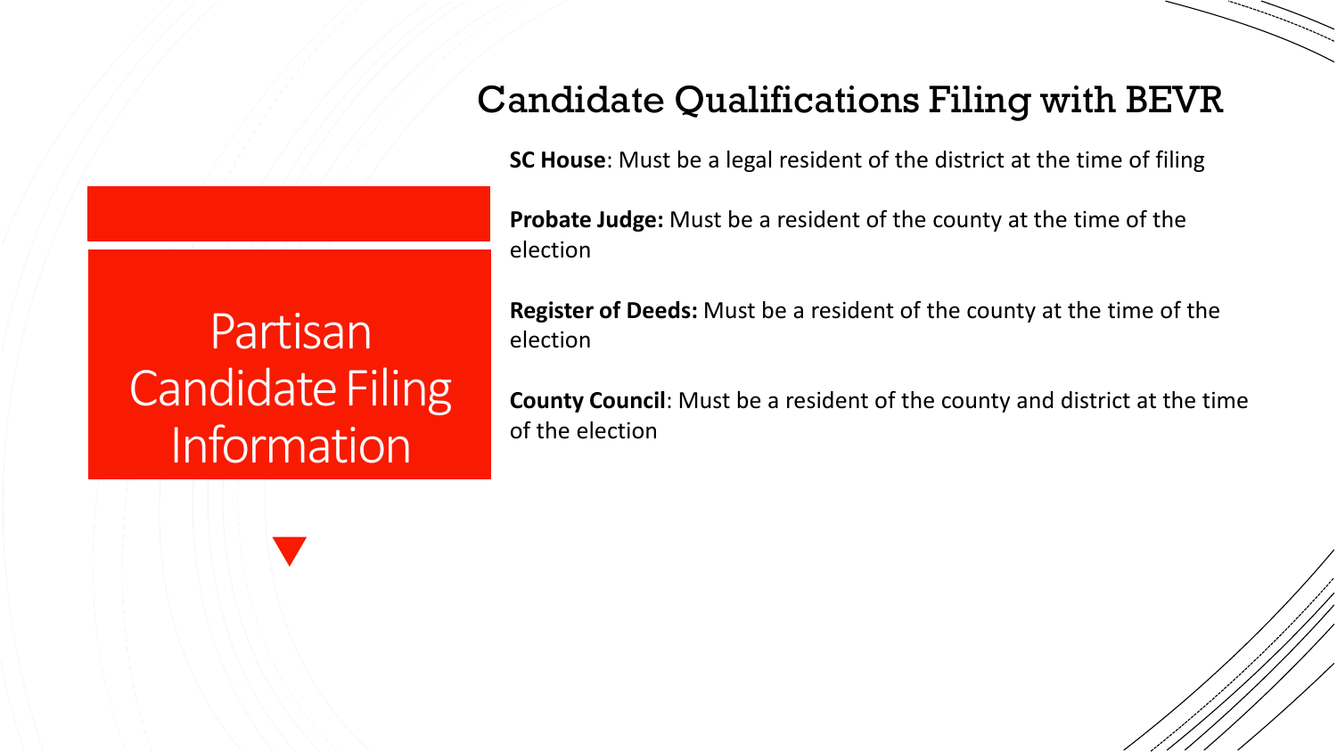# Partisan Candidate Filing Information

## Candidate Qualifications Filing with BEVR

**SC House**: Must be a legal resident of the district at the time of filing

**Probate Judge:** Must be a resident of the county at the time of the election

**Register of Deeds:** Must be a resident of the county at the time of the election

**County Council**: Must be a resident of the county and district at the time of the election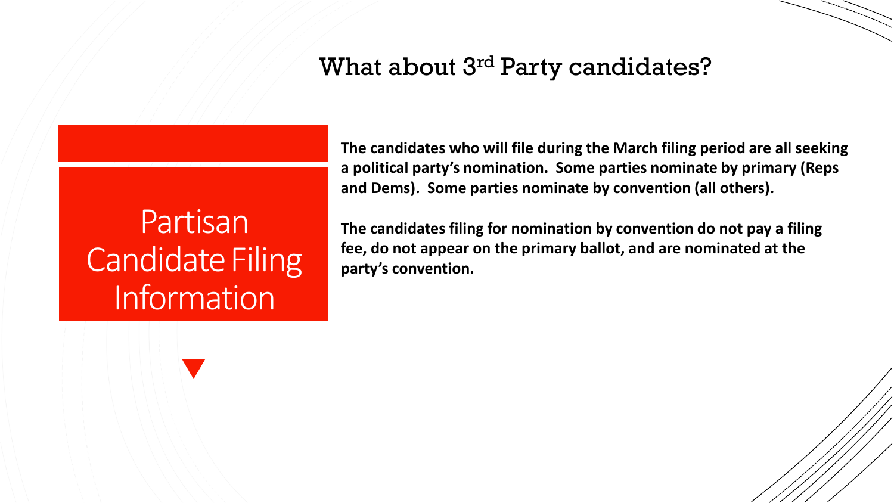## Partisan Candidate Filing Information

# What about 3rd Party candidates?

**The candidates who will file during the March filing period are all seeking a political party's nomination. Some parties nominate by primary (Reps and Dems). Some parties nominate by convention (all others).**

**The candidates filing for nomination by convention do not pay a filing fee, do not appear on the primary ballot, and are nominated at the party's convention.**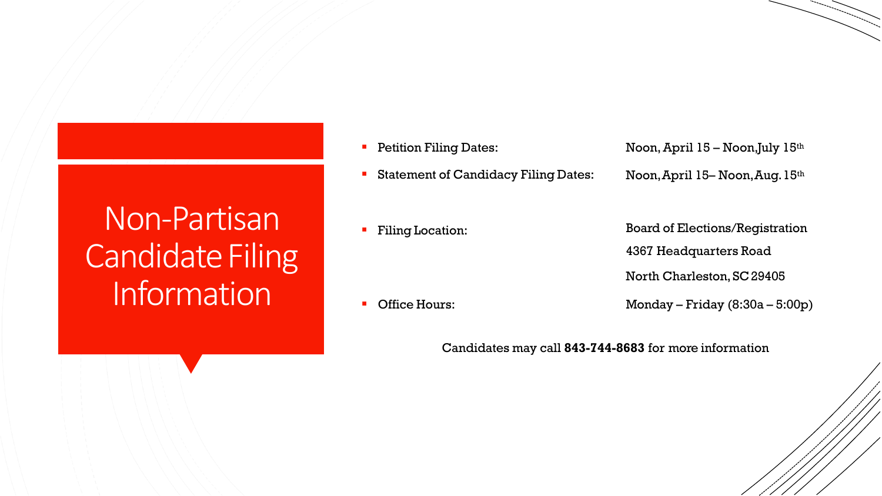# Non-Partisan Candidate Filing Information

- Petition Filing Dates: Noon, April 15 – Noon, July 15th
- Statement of Candidacy Filing Dates: Noon, April 15– Noon, Aug. 15th
- Filing Location: Board of Elections/Registration
  4367 Headquarters Road
  North Charleston, SC 29405
- Office Hours: Monday – Friday (8:30a – 5:00p)

Candidates may call **843-744-8683** for more information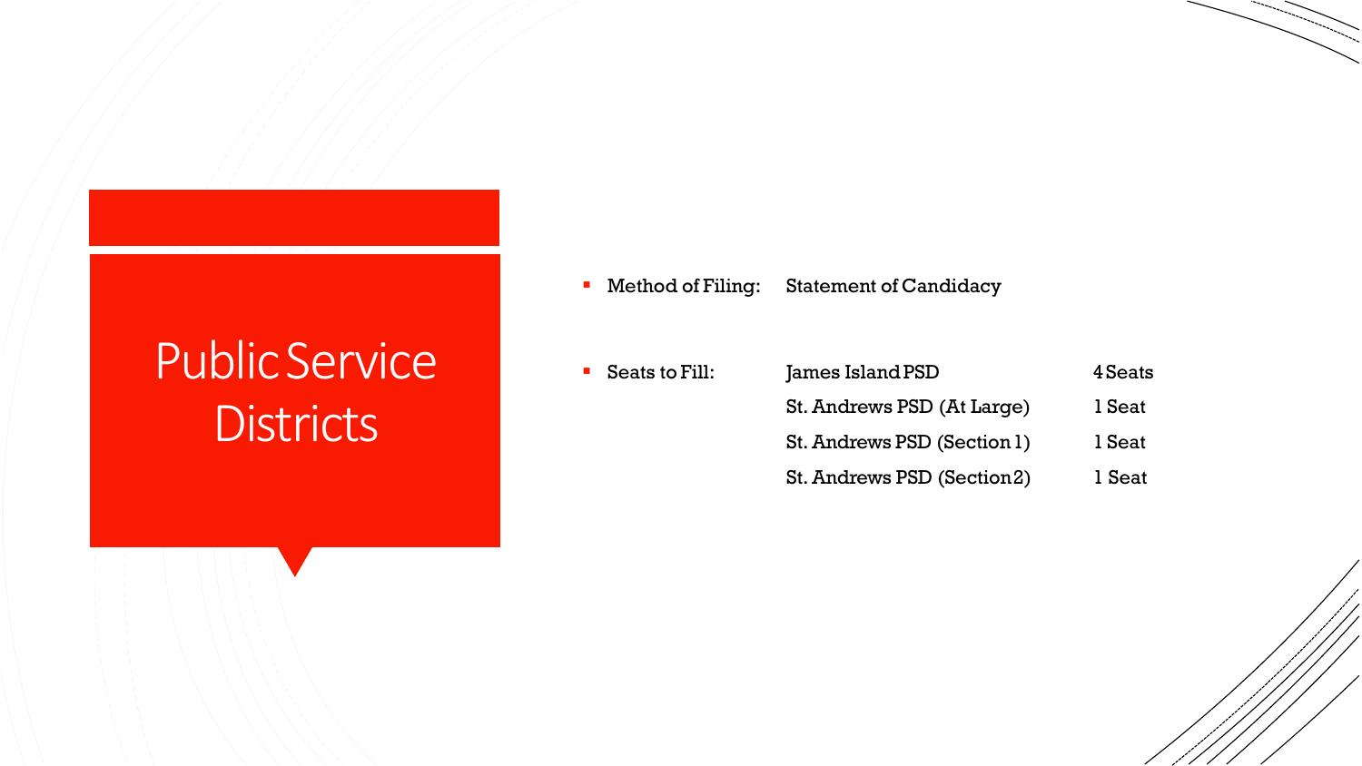# Public Service Districts

- Method of Filing: Statement of Candidacy

- Seats to Fill:

| | |
|---|---|
| James Island PSD | 4 Seats |
| St. Andrews PSD (At Large) | 1 Seat |
| St. Andrews PSD (Section 1) | 1 Seat |
| St. Andrews PSD (Section 2) | 1 Seat |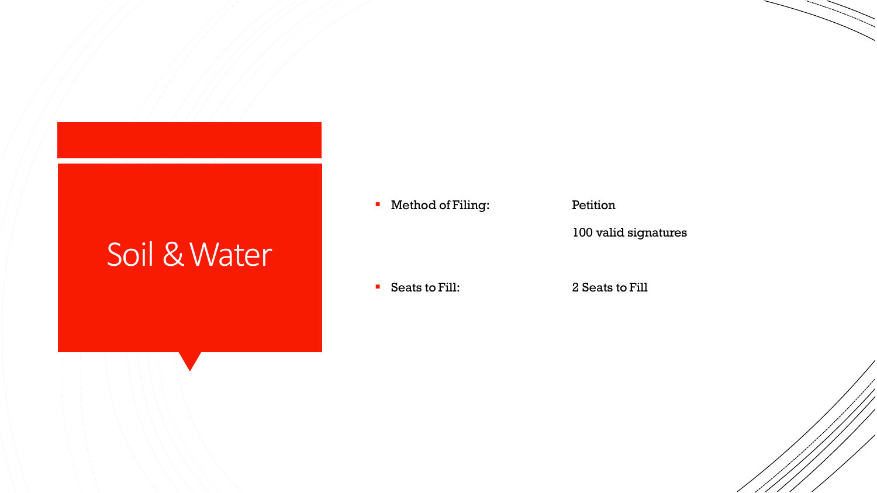# Soil & Water

- Method of Filing: Petition

  100 valid signatures

- Seats to Fill: 2 Seats to Fill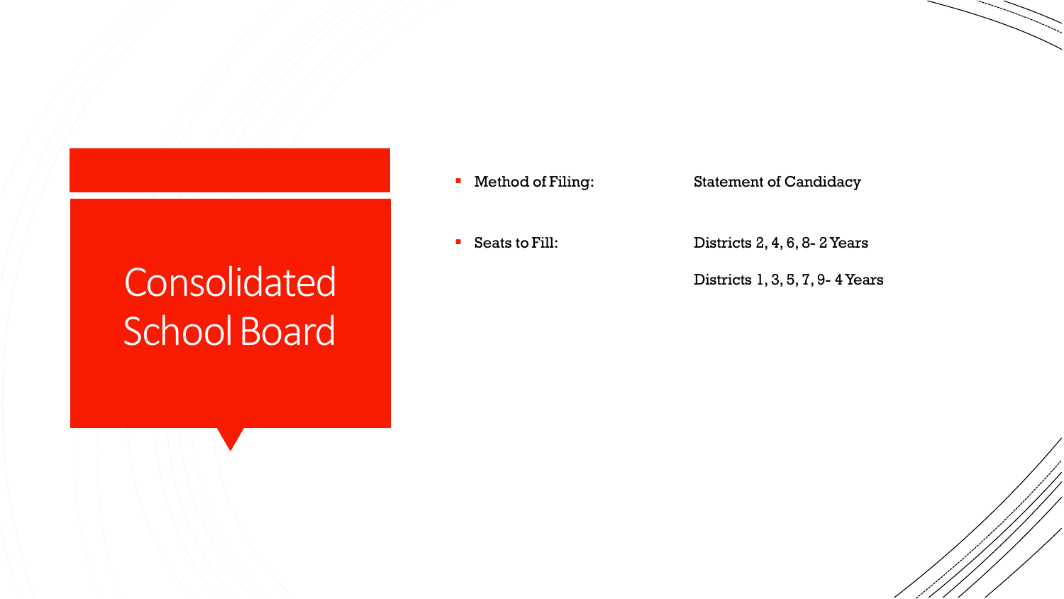# Consolidated School Board

- Method of Filing: Statement of Candidacy
- Seats to Fill: Districts 2, 4, 6, 8- 2 Years

  Districts 1, 3, 5, 7, 9- 4 Years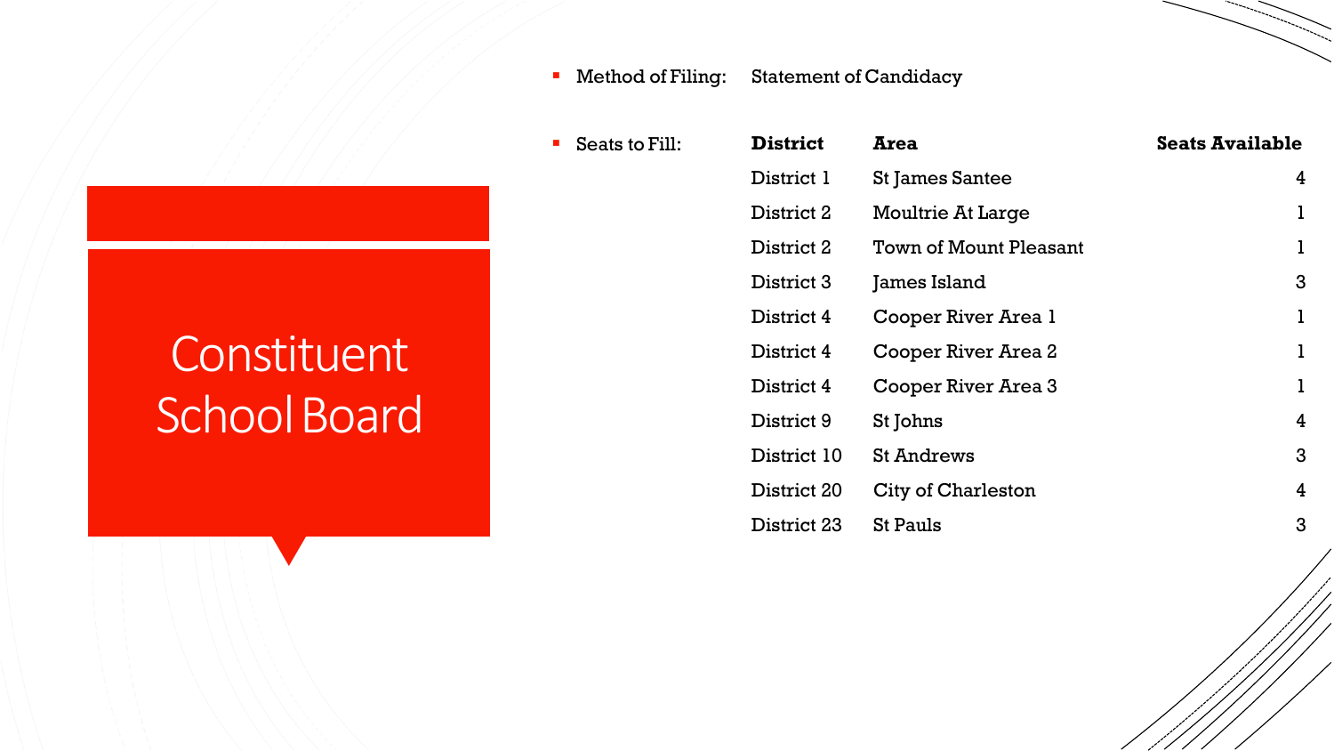# Constituent School Board

- Method of Filing: Statement of Candidacy
- Seats to Fill:

| District | Area | Seats Available |
|---|---|---|
| District 1 | St James Santee | 4 |
| District 2 | Moultrie At Large | 1 |
| District 2 | Town of Mount Pleasant | 1 |
| District 3 | James Island | 3 |
| District 4 | Cooper River Area 1 | 1 |
| District 4 | Cooper River Area 2 | 1 |
| District 4 | Cooper River Area 3 | 1 |
| District 9 | St Johns | 4 |
| District 10 | St Andrews | 3 |
| District 20 | City of Charleston | 4 |
| District 23 | St Pauls | 3 |